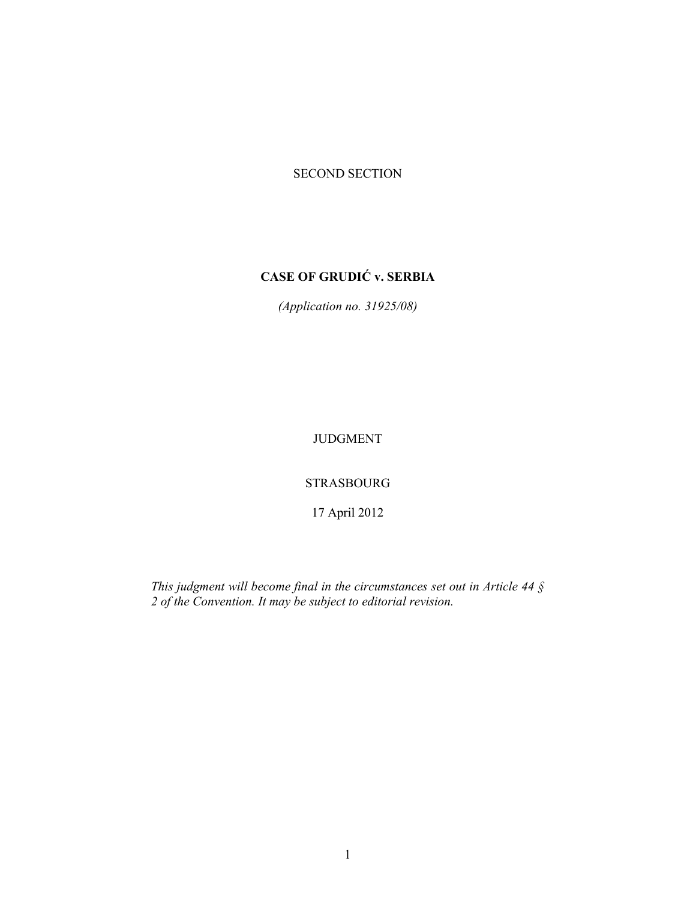SECOND SECTION

# CASE OF GRUDIĆ v. SERBIA

*(Application no. 31925/08)*

JUDGMENT

STRASBOURG

17 April 2012

*This judgment will become final in the circumstances set out in Article 44 § 2 of the Convention. It may be subject to editorial revision.*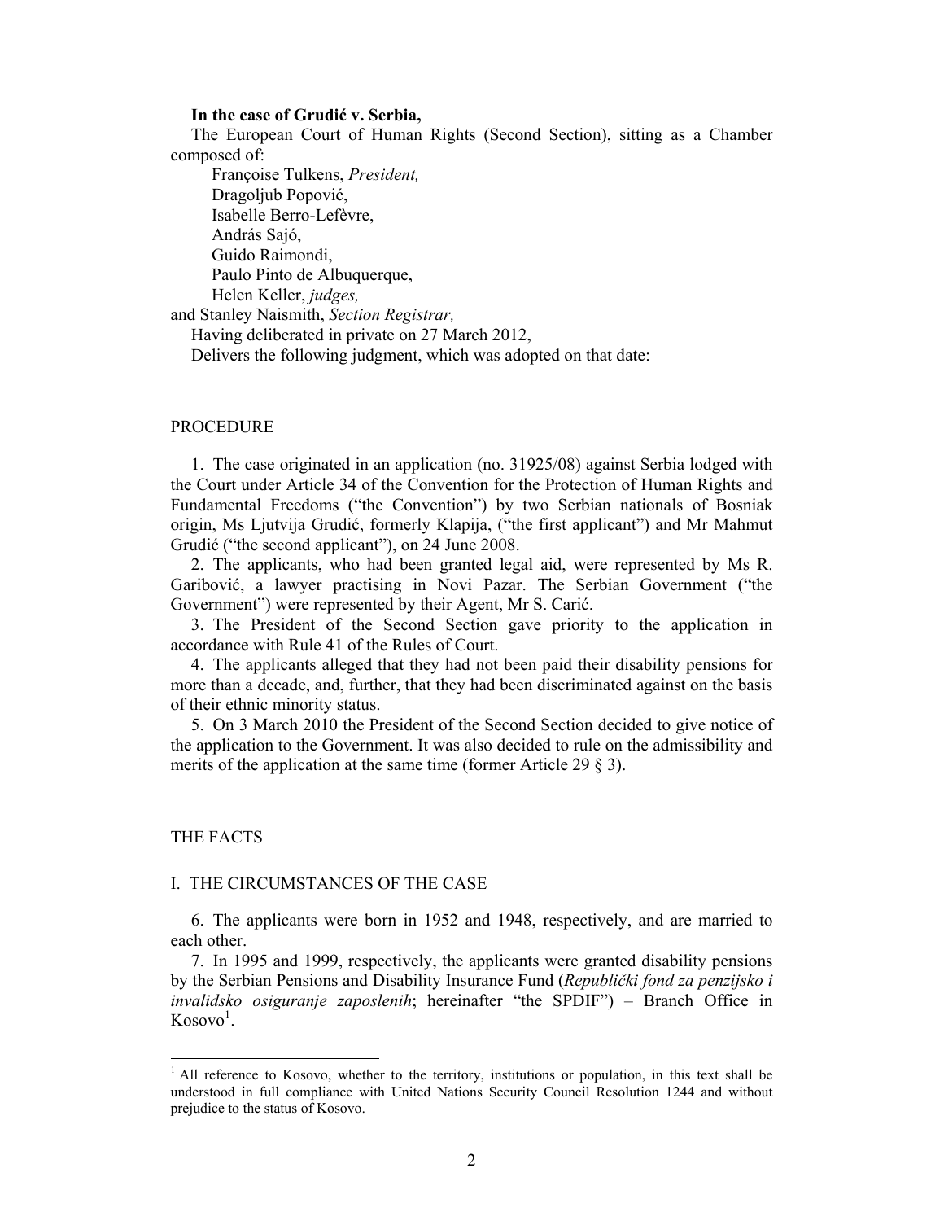**In the case of Grudić v. Serbia,**

The European Court of Human Rights (Second Section), sitting as a Chamber composed of:

Françoise Tulkens, *President,*
Dragoljub Popović,
Isabelle Berro-Lefèvre,
András Sajó,
Guido Raimondi,
Paulo Pinto de Albuquerque,
Helen Keller, *judges,*
and Stanley Naismith, *Section Registrar,*

Having deliberated in private on 27 March 2012,

Delivers the following judgment, which was adopted on that date:

PROCEDURE

1. The case originated in an application (no. 31925/08) against Serbia lodged with the Court under Article 34 of the Convention for the Protection of Human Rights and Fundamental Freedoms ("the Convention") by two Serbian nationals of Bosniak origin, Ms Ljutvija Grudić, formerly Klapija, ("the first applicant") and Mr Mahmut Grudić ("the second applicant"), on 24 June 2008.

2. The applicants, who had been granted legal aid, were represented by Ms R. Garibović, a lawyer practising in Novi Pazar. The Serbian Government ("the Government") were represented by their Agent, Mr S. Carić.

3. The President of the Second Section gave priority to the application in accordance with Rule 41 of the Rules of Court.

4. The applicants alleged that they had not been paid their disability pensions for more than a decade, and, further, that they had been discriminated against on the basis of their ethnic minority status.

5. On 3 March 2010 the President of the Second Section decided to give notice of the application to the Government. It was also decided to rule on the admissibility and merits of the application at the same time (former Article 29 § 3).

THE FACTS

I. THE CIRCUMSTANCES OF THE CASE

6. The applicants were born in 1952 and 1948, respectively, and are married to each other.

7. In 1995 and 1999, respectively, the applicants were granted disability pensions by the Serbian Pensions and Disability Insurance Fund (*Republički fond za penzijsko i invalidsko osiguranje zaposlenih*; hereinafter "the SPDIF") – Branch Office in Kosovo[1].

[1] All reference to Kosovo, whether to the territory, institutions or population, in this text shall be understood in full compliance with United Nations Security Council Resolution 1244 and without prejudice to the status of Kosovo.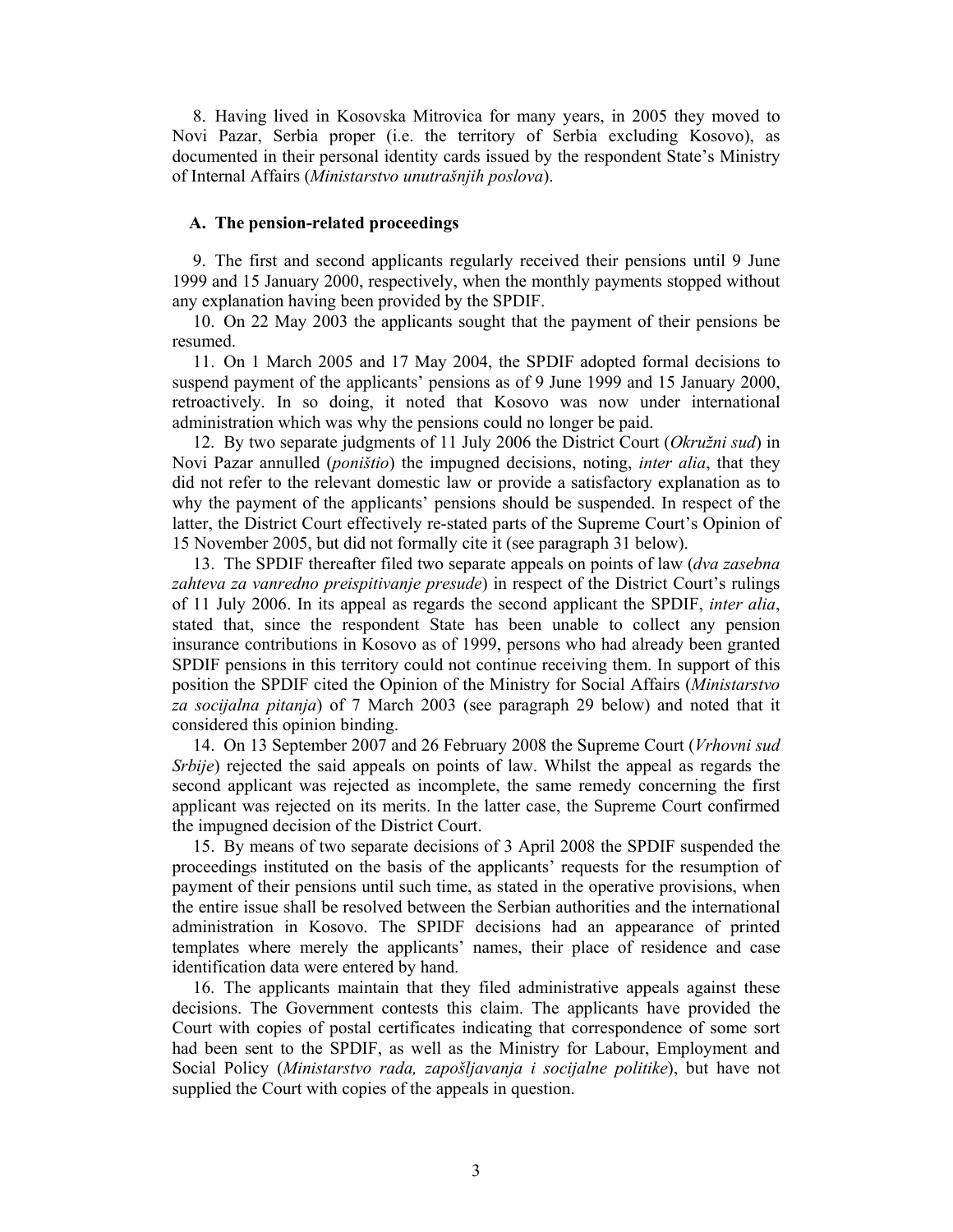8. Having lived in Kosovska Mitrovica for many years, in 2005 they moved to Novi Pazar, Serbia proper (i.e. the territory of Serbia excluding Kosovo), as documented in their personal identity cards issued by the respondent State's Ministry of Internal Affairs (*Ministarstvo unutrašnjih poslova*).

### A. The pension-related proceedings

9. The first and second applicants regularly received their pensions until 9 June 1999 and 15 January 2000, respectively, when the monthly payments stopped without any explanation having been provided by the SPDIF.

10. On 22 May 2003 the applicants sought that the payment of their pensions be resumed.

11. On 1 March 2005 and 17 May 2004, the SPDIF adopted formal decisions to suspend payment of the applicants' pensions as of 9 June 1999 and 15 January 2000, retroactively. In so doing, it noted that Kosovo was now under international administration which was why the pensions could no longer be paid.

12. By two separate judgments of 11 July 2006 the District Court (*Okružni sud*) in Novi Pazar annulled (*poništio*) the impugned decisions, noting, *inter alia*, that they did not refer to the relevant domestic law or provide a satisfactory explanation as to why the payment of the applicants' pensions should be suspended. In respect of the latter, the District Court effectively re-stated parts of the Supreme Court's Opinion of 15 November 2005, but did not formally cite it (see paragraph 31 below).

13. The SPDIF thereafter filed two separate appeals on points of law (*dva zasebna zahteva za vanredno preispitivanje presude*) in respect of the District Court's rulings of 11 July 2006. In its appeal as regards the second applicant the SPDIF, *inter alia*, stated that, since the respondent State has been unable to collect any pension insurance contributions in Kosovo as of 1999, persons who had already been granted SPDIF pensions in this territory could not continue receiving them. In support of this position the SPDIF cited the Opinion of the Ministry for Social Affairs (*Ministarstvo za socijalna pitanja*) of 7 March 2003 (see paragraph 29 below) and noted that it considered this opinion binding.

14. On 13 September 2007 and 26 February 2008 the Supreme Court (*Vrhovni sud Srbije*) rejected the said appeals on points of law. Whilst the appeal as regards the second applicant was rejected as incomplete, the same remedy concerning the first applicant was rejected on its merits. In the latter case, the Supreme Court confirmed the impugned decision of the District Court.

15. By means of two separate decisions of 3 April 2008 the SPDIF suspended the proceedings instituted on the basis of the applicants' requests for the resumption of payment of their pensions until such time, as stated in the operative provisions, when the entire issue shall be resolved between the Serbian authorities and the international administration in Kosovo. The SPIDF decisions had an appearance of printed templates where merely the applicants' names, their place of residence and case identification data were entered by hand.

16. The applicants maintain that they filed administrative appeals against these decisions. The Government contests this claim. The applicants have provided the Court with copies of postal certificates indicating that correspondence of some sort had been sent to the SPDIF, as well as the Ministry for Labour, Employment and Social Policy (*Ministarstvo rada, zapošljavanja i socijalne politike*), but have not supplied the Court with copies of the appeals in question.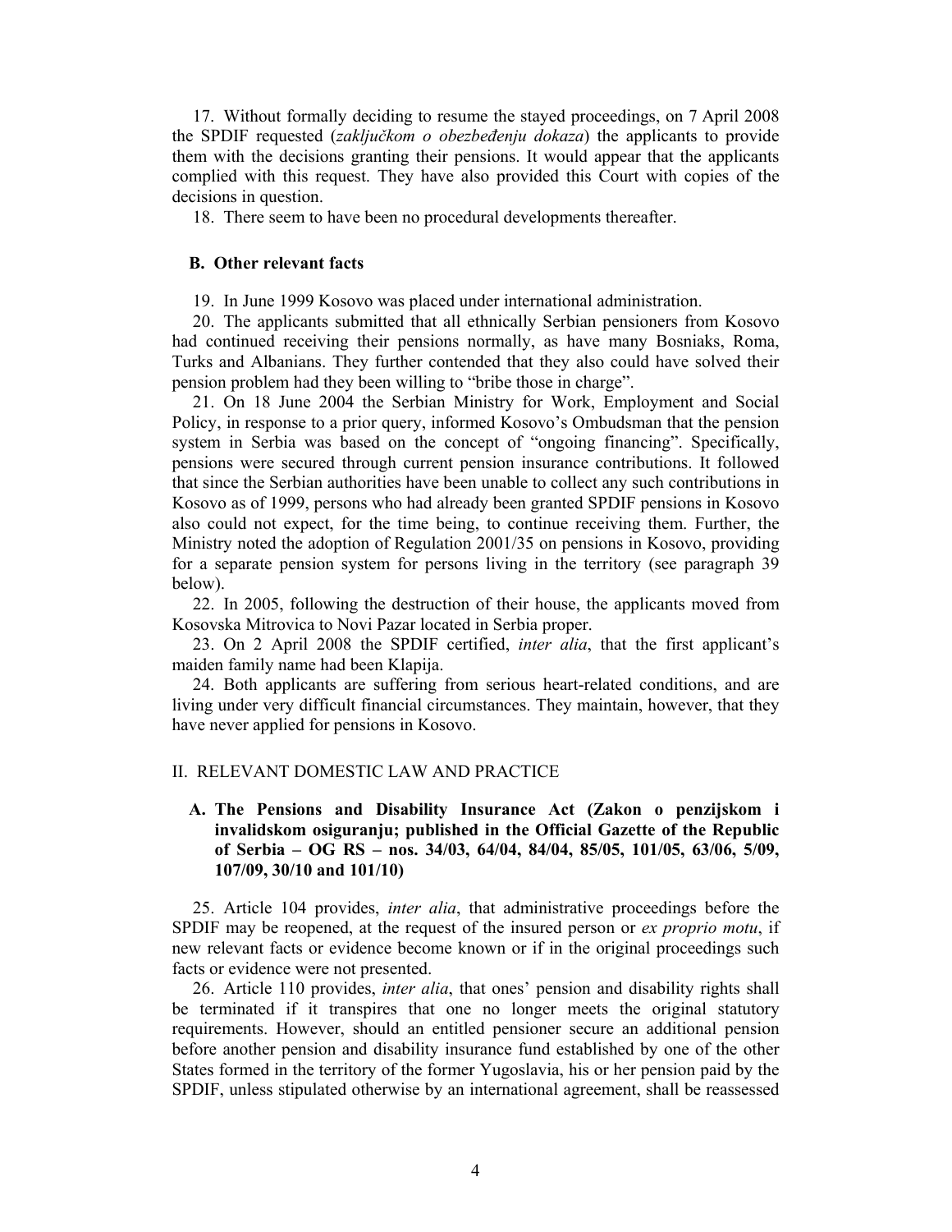17. Without formally deciding to resume the stayed proceedings, on 7 April 2008 the SPDIF requested (*zaključkom o obezbeđenju dokaza*) the applicants to provide them with the decisions granting their pensions. It would appear that the applicants complied with this request. They have also provided this Court with copies of the decisions in question.

18. There seem to have been no procedural developments thereafter.

### B. Other relevant facts

19. In June 1999 Kosovo was placed under international administration.

20. The applicants submitted that all ethnically Serbian pensioners from Kosovo had continued receiving their pensions normally, as have many Bosniaks, Roma, Turks and Albanians. They further contended that they also could have solved their pension problem had they been willing to "bribe those in charge".

21. On 18 June 2004 the Serbian Ministry for Work, Employment and Social Policy, in response to a prior query, informed Kosovo's Ombudsman that the pension system in Serbia was based on the concept of "ongoing financing". Specifically, pensions were secured through current pension insurance contributions. It followed that since the Serbian authorities have been unable to collect any such contributions in Kosovo as of 1999, persons who had already been granted SPDIF pensions in Kosovo also could not expect, for the time being, to continue receiving them. Further, the Ministry noted the adoption of Regulation 2001/35 on pensions in Kosovo, providing for a separate pension system for persons living in the territory (see paragraph 39 below).

22. In 2005, following the destruction of their house, the applicants moved from Kosovska Mitrovica to Novi Pazar located in Serbia proper.

23. On 2 April 2008 the SPDIF certified, *inter alia*, that the first applicant's maiden family name had been Klapija.

24. Both applicants are suffering from serious heart-related conditions, and are living under very difficult financial circumstances. They maintain, however, that they have never applied for pensions in Kosovo.

## II. RELEVANT DOMESTIC LAW AND PRACTICE

### A. The Pensions and Disability Insurance Act (Zakon o penzijskom i invalidskom osiguranju; published in the Official Gazette of the Republic of Serbia – OG RS – nos. 34/03, 64/04, 84/04, 85/05, 101/05, 63/06, 5/09, 107/09, 30/10 and 101/10)

25. Article 104 provides, *inter alia*, that administrative proceedings before the SPDIF may be reopened, at the request of the insured person or *ex proprio motu*, if new relevant facts or evidence become known or if in the original proceedings such facts or evidence were not presented.

26. Article 110 provides, *inter alia*, that ones' pension and disability rights shall be terminated if it transpires that one no longer meets the original statutory requirements. However, should an entitled pensioner secure an additional pension before another pension and disability insurance fund established by one of the other States formed in the territory of the former Yugoslavia, his or her pension paid by the SPDIF, unless stipulated otherwise by an international agreement, shall be reassessed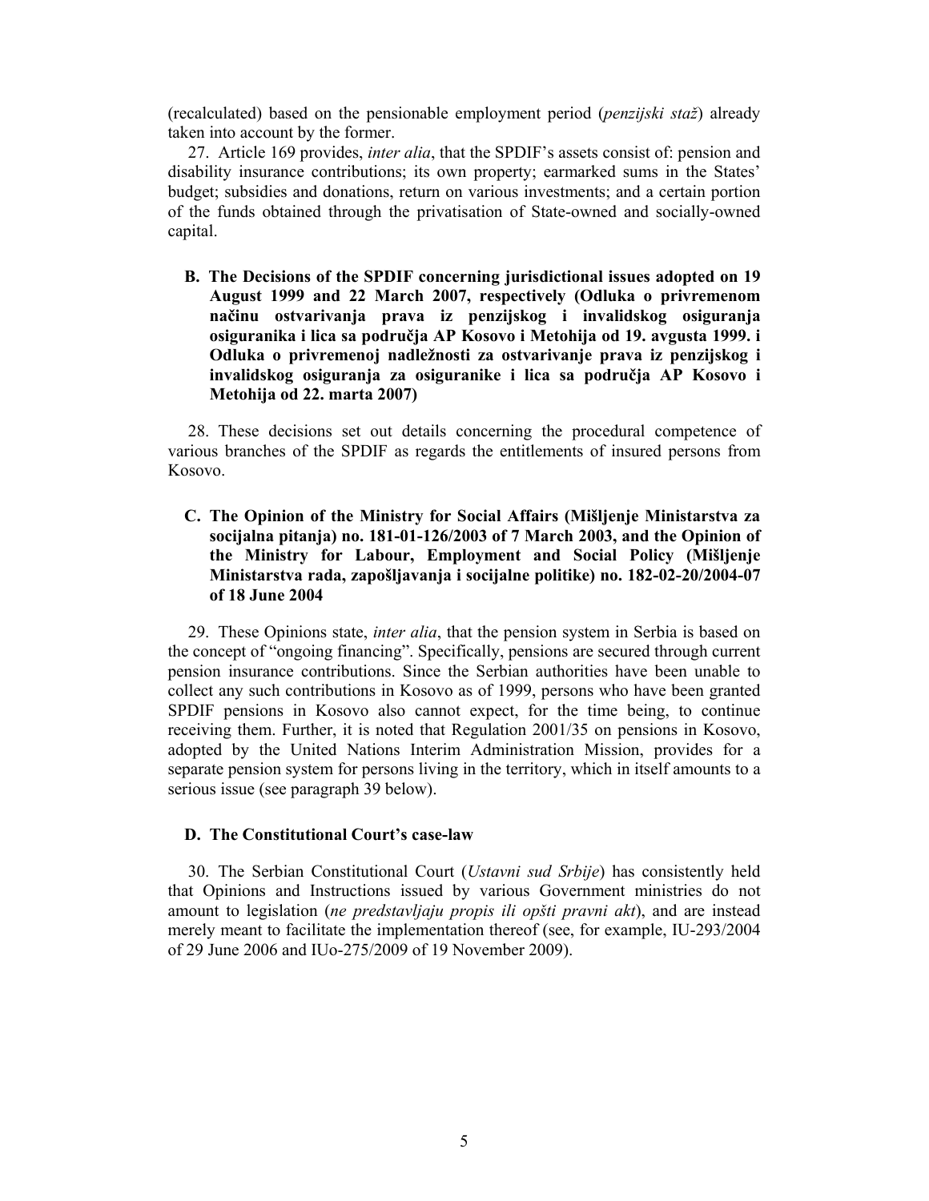(recalculated) based on the pensionable employment period (*penzijski staž*) already taken into account by the former.

27. Article 169 provides, *inter alia*, that the SPDIF's assets consist of: pension and disability insurance contributions; its own property; earmarked sums in the States' budget; subsidies and donations, return on various investments; and a certain portion of the funds obtained through the privatisation of State-owned and socially-owned capital.

### B. The Decisions of the SPDIF concerning jurisdictional issues adopted on 19 August 1999 and 22 March 2007, respectively (Odluka o privremenom načinu ostvarivanja prava iz penzijskog i invalidskog osiguranja osiguranika i lica sa područja AP Kosovo i Metohija od 19. avgusta 1999. i Odluka o privremenoj nadležnosti za ostvarivanje prava iz penzijskog i invalidskog osiguranja za osiguranike i lica sa područja AP Kosovo i Metohija od 22. marta 2007)

28. These decisions set out details concerning the procedural competence of various branches of the SPDIF as regards the entitlements of insured persons from Kosovo.

### C. The Opinion of the Ministry for Social Affairs (Mišljenje Ministarstva za socijalna pitanja) no. 181-01-126/2003 of 7 March 2003, and the Opinion of the Ministry for Labour, Employment and Social Policy (Mišljenje Ministarstva rada, zapošljavanja i socijalne politike) no. 182-02-20/2004-07 of 18 June 2004

29. These Opinions state, *inter alia*, that the pension system in Serbia is based on the concept of "ongoing financing". Specifically, pensions are secured through current pension insurance contributions. Since the Serbian authorities have been unable to collect any such contributions in Kosovo as of 1999, persons who have been granted SPDIF pensions in Kosovo also cannot expect, for the time being, to continue receiving them. Further, it is noted that Regulation 2001/35 on pensions in Kosovo, adopted by the United Nations Interim Administration Mission, provides for a separate pension system for persons living in the territory, which in itself amounts to a serious issue (see paragraph 39 below).

### D. The Constitutional Court's case-law

30. The Serbian Constitutional Court (*Ustavni sud Srbije*) has consistently held that Opinions and Instructions issued by various Government ministries do not amount to legislation (*ne predstavljaju propis ili opšti pravni akt*), and are instead merely meant to facilitate the implementation thereof (see, for example, IU-293/2004 of 29 June 2006 and IUo-275/2009 of 19 November 2009).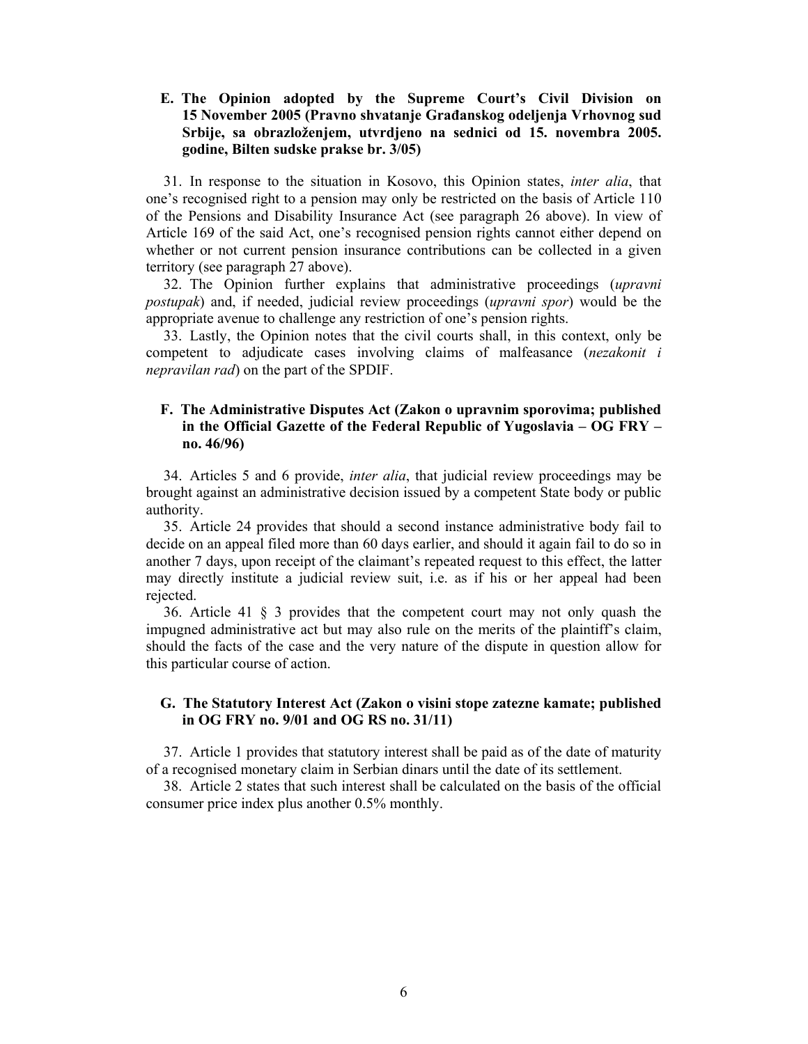### E. The Opinion adopted by the Supreme Court's Civil Division on 15 November 2005 (Pravno shvatanje Građanskog odeljenja Vrhovnog sud Srbije, sa obrazloženjem, utvrdjeno na sednici od 15. novembra 2005. godine, Bilten sudske prakse br. 3/05)

31. In response to the situation in Kosovo, this Opinion states, *inter alia*, that one's recognised right to a pension may only be restricted on the basis of Article 110 of the Pensions and Disability Insurance Act (see paragraph 26 above). In view of Article 169 of the said Act, one's recognised pension rights cannot either depend on whether or not current pension insurance contributions can be collected in a given territory (see paragraph 27 above).

32. The Opinion further explains that administrative proceedings (*upravni postupak*) and, if needed, judicial review proceedings (*upravni spor*) would be the appropriate avenue to challenge any restriction of one's pension rights.

33. Lastly, the Opinion notes that the civil courts shall, in this context, only be competent to adjudicate cases involving claims of malfeasance (*nezakonit i nepravilan rad*) on the part of the SPDIF.

### F. The Administrative Disputes Act (Zakon o upravnim sporovima; published in the Official Gazette of the Federal Republic of Yugoslavia – OG FRY – no. 46/96)

34. Articles 5 and 6 provide, *inter alia*, that judicial review proceedings may be brought against an administrative decision issued by a competent State body or public authority.

35. Article 24 provides that should a second instance administrative body fail to decide on an appeal filed more than 60 days earlier, and should it again fail to do so in another 7 days, upon receipt of the claimant's repeated request to this effect, the latter may directly institute a judicial review suit, i.e. as if his or her appeal had been rejected.

36. Article 41 § 3 provides that the competent court may not only quash the impugned administrative act but may also rule on the merits of the plaintiff's claim, should the facts of the case and the very nature of the dispute in question allow for this particular course of action.

### G. The Statutory Interest Act (Zakon o visini stope zatezne kamate; published in OG FRY no. 9/01 and OG RS no. 31/11)

37. Article 1 provides that statutory interest shall be paid as of the date of maturity of a recognised monetary claim in Serbian dinars until the date of its settlement.

38. Article 2 states that such interest shall be calculated on the basis of the official consumer price index plus another 0.5% monthly.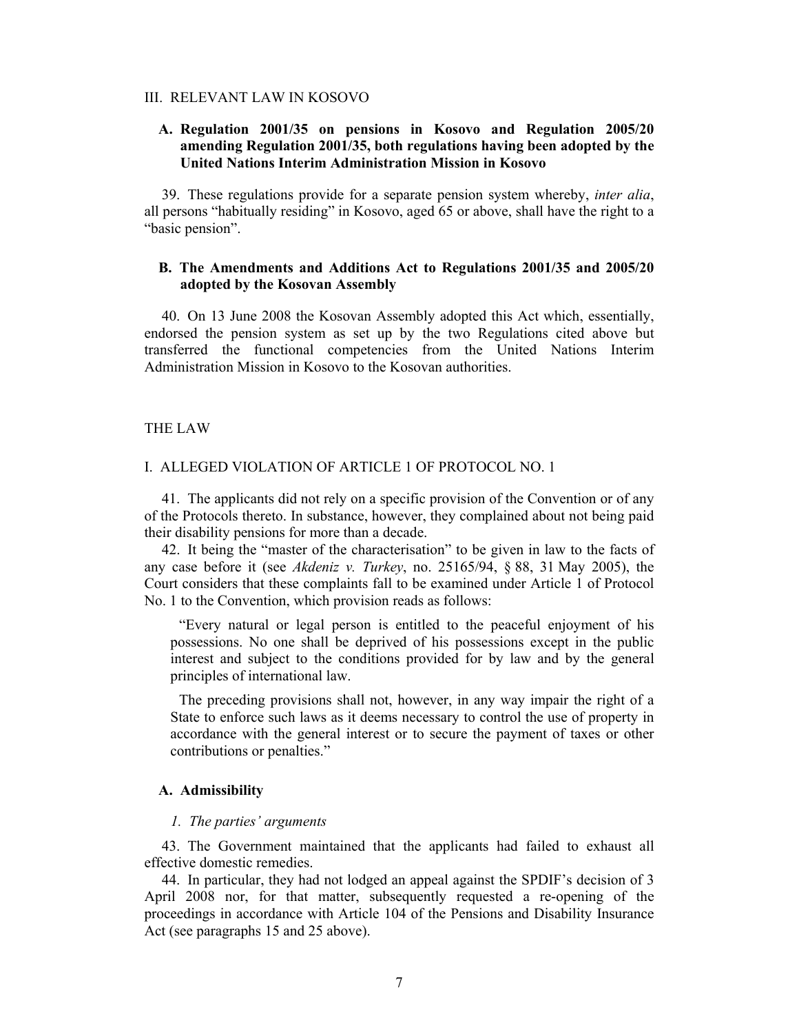## III. RELEVANT LAW IN KOSOVO

### A. Regulation 2001/35 on pensions in Kosovo and Regulation 2005/20 amending Regulation 2001/35, both regulations having been adopted by the United Nations Interim Administration Mission in Kosovo

39. These regulations provide for a separate pension system whereby, *inter alia*, all persons "habitually residing" in Kosovo, aged 65 or above, shall have the right to a "basic pension".

### B. The Amendments and Additions Act to Regulations 2001/35 and 2005/20 adopted by the Kosovan Assembly

40. On 13 June 2008 the Kosovan Assembly adopted this Act which, essentially, endorsed the pension system as set up by the two Regulations cited above but transferred the functional competencies from the United Nations Interim Administration Mission in Kosovo to the Kosovan authorities.

# THE LAW

## I. ALLEGED VIOLATION OF ARTICLE 1 OF PROTOCOL NO. 1

41. The applicants did not rely on a specific provision of the Convention or of any of the Protocols thereto. In substance, however, they complained about not being paid their disability pensions for more than a decade.

42. It being the "master of the characterisation" to be given in law to the facts of any case before it (see *Akdeniz v. Turkey*, no. 25165/94, § 88, 31 May 2005), the Court considers that these complaints fall to be examined under Article 1 of Protocol No. 1 to the Convention, which provision reads as follows:

> "Every natural or legal person is entitled to the peaceful enjoyment of his possessions. No one shall be deprived of his possessions except in the public interest and subject to the conditions provided for by law and by the general principles of international law.
>
> The preceding provisions shall not, however, in any way impair the right of a State to enforce such laws as it deems necessary to control the use of property in accordance with the general interest or to secure the payment of taxes or other contributions or penalties."

### A. Admissibility

#### *1. The parties' arguments*

43. The Government maintained that the applicants had failed to exhaust all effective domestic remedies.

44. In particular, they had not lodged an appeal against the SPDIF's decision of 3 April 2008 nor, for that matter, subsequently requested a re-opening of the proceedings in accordance with Article 104 of the Pensions and Disability Insurance Act (see paragraphs 15 and 25 above).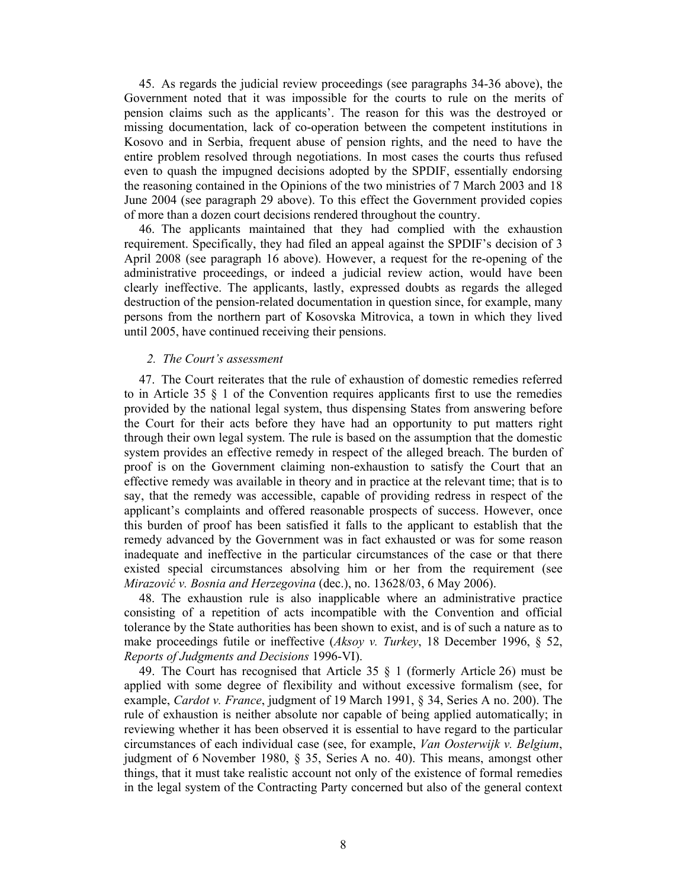45. As regards the judicial review proceedings (see paragraphs 34-36 above), the Government noted that it was impossible for the courts to rule on the merits of pension claims such as the applicants'. The reason for this was the destroyed or missing documentation, lack of co-operation between the competent institutions in Kosovo and in Serbia, frequent abuse of pension rights, and the need to have the entire problem resolved through negotiations. In most cases the courts thus refused even to quash the impugned decisions adopted by the SPDIF, essentially endorsing the reasoning contained in the Opinions of the two ministries of 7 March 2003 and 18 June 2004 (see paragraph 29 above). To this effect the Government provided copies of more than a dozen court decisions rendered throughout the country.

46. The applicants maintained that they had complied with the exhaustion requirement. Specifically, they had filed an appeal against the SPDIF's decision of 3 April 2008 (see paragraph 16 above). However, a request for the re-opening of the administrative proceedings, or indeed a judicial review action, would have been clearly ineffective. The applicants, lastly, expressed doubts as regards the alleged destruction of the pension-related documentation in question since, for example, many persons from the northern part of Kosovska Mitrovica, a town in which they lived until 2005, have continued receiving their pensions.

*2. The Court's assessment*

47. The Court reiterates that the rule of exhaustion of domestic remedies referred to in Article 35 § 1 of the Convention requires applicants first to use the remedies provided by the national legal system, thus dispensing States from answering before the Court for their acts before they have had an opportunity to put matters right through their own legal system. The rule is based on the assumption that the domestic system provides an effective remedy in respect of the alleged breach. The burden of proof is on the Government claiming non-exhaustion to satisfy the Court that an effective remedy was available in theory and in practice at the relevant time; that is to say, that the remedy was accessible, capable of providing redress in respect of the applicant's complaints and offered reasonable prospects of success. However, once this burden of proof has been satisfied it falls to the applicant to establish that the remedy advanced by the Government was in fact exhausted or was for some reason inadequate and ineffective in the particular circumstances of the case or that there existed special circumstances absolving him or her from the requirement (see *Mirazović v. Bosnia and Herzegovina* (dec.), no. 13628/03, 6 May 2006).

48. The exhaustion rule is also inapplicable where an administrative practice consisting of a repetition of acts incompatible with the Convention and official tolerance by the State authorities has been shown to exist, and is of such a nature as to make proceedings futile or ineffective (*Aksoy v. Turkey*, 18 December 1996, § 52, *Reports of Judgments and Decisions* 1996-VI).

49. The Court has recognised that Article 35 § 1 (formerly Article 26) must be applied with some degree of flexibility and without excessive formalism (see, for example, *Cardot v. France*, judgment of 19 March 1991, § 34, Series A no. 200). The rule of exhaustion is neither absolute nor capable of being applied automatically; in reviewing whether it has been observed it is essential to have regard to the particular circumstances of each individual case (see, for example, *Van Oosterwijk v. Belgium*, judgment of 6 November 1980, § 35, Series A no. 40). This means, amongst other things, that it must take realistic account not only of the existence of formal remedies in the legal system of the Contracting Party concerned but also of the general context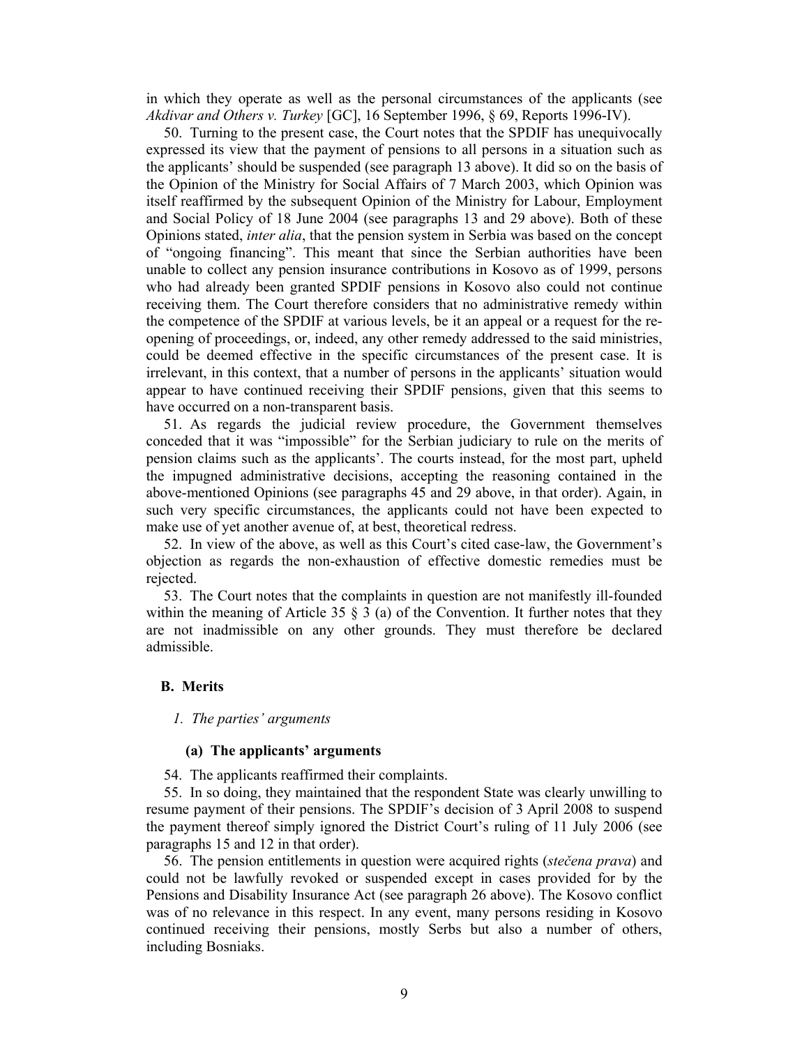in which they operate as well as the personal circumstances of the applicants (see *Akdivar and Others v. Turkey* [GC], 16 September 1996, § 69, Reports 1996-IV).

50. Turning to the present case, the Court notes that the SPDIF has unequivocally expressed its view that the payment of pensions to all persons in a situation such as the applicants' should be suspended (see paragraph 13 above). It did so on the basis of the Opinion of the Ministry for Social Affairs of 7 March 2003, which Opinion was itself reaffirmed by the subsequent Opinion of the Ministry for Labour, Employment and Social Policy of 18 June 2004 (see paragraphs 13 and 29 above). Both of these Opinions stated, *inter alia*, that the pension system in Serbia was based on the concept of "ongoing financing". This meant that since the Serbian authorities have been unable to collect any pension insurance contributions in Kosovo as of 1999, persons who had already been granted SPDIF pensions in Kosovo also could not continue receiving them. The Court therefore considers that no administrative remedy within the competence of the SPDIF at various levels, be it an appeal or a request for the re-opening of proceedings, or, indeed, any other remedy addressed to the said ministries, could be deemed effective in the specific circumstances of the present case. It is irrelevant, in this context, that a number of persons in the applicants' situation would appear to have continued receiving their SPDIF pensions, given that this seems to have occurred on a non-transparent basis.

51. As regards the judicial review procedure, the Government themselves conceded that it was "impossible" for the Serbian judiciary to rule on the merits of pension claims such as the applicants'. The courts instead, for the most part, upheld the impugned administrative decisions, accepting the reasoning contained in the above-mentioned Opinions (see paragraphs 45 and 29 above, in that order). Again, in such very specific circumstances, the applicants could not have been expected to make use of yet another avenue of, at best, theoretical redress.

52. In view of the above, as well as this Court's cited case-law, the Government's objection as regards the non-exhaustion of effective domestic remedies must be rejected.

53. The Court notes that the complaints in question are not manifestly ill-founded within the meaning of Article 35 § 3 (a) of the Convention. It further notes that they are not inadmissible on any other grounds. They must therefore be declared admissible.

### B. Merits

#### *1. The parties' arguments*

##### (a) The applicants' arguments

54. The applicants reaffirmed their complaints.

55. In so doing, they maintained that the respondent State was clearly unwilling to resume payment of their pensions. The SPDIF's decision of 3 April 2008 to suspend the payment thereof simply ignored the District Court's ruling of 11 July 2006 (see paragraphs 15 and 12 in that order).

56. The pension entitlements in question were acquired rights (*stečena prava*) and could not be lawfully revoked or suspended except in cases provided for by the Pensions and Disability Insurance Act (see paragraph 26 above). The Kosovo conflict was of no relevance in this respect. In any event, many persons residing in Kosovo continued receiving their pensions, mostly Serbs but also a number of others, including Bosniaks.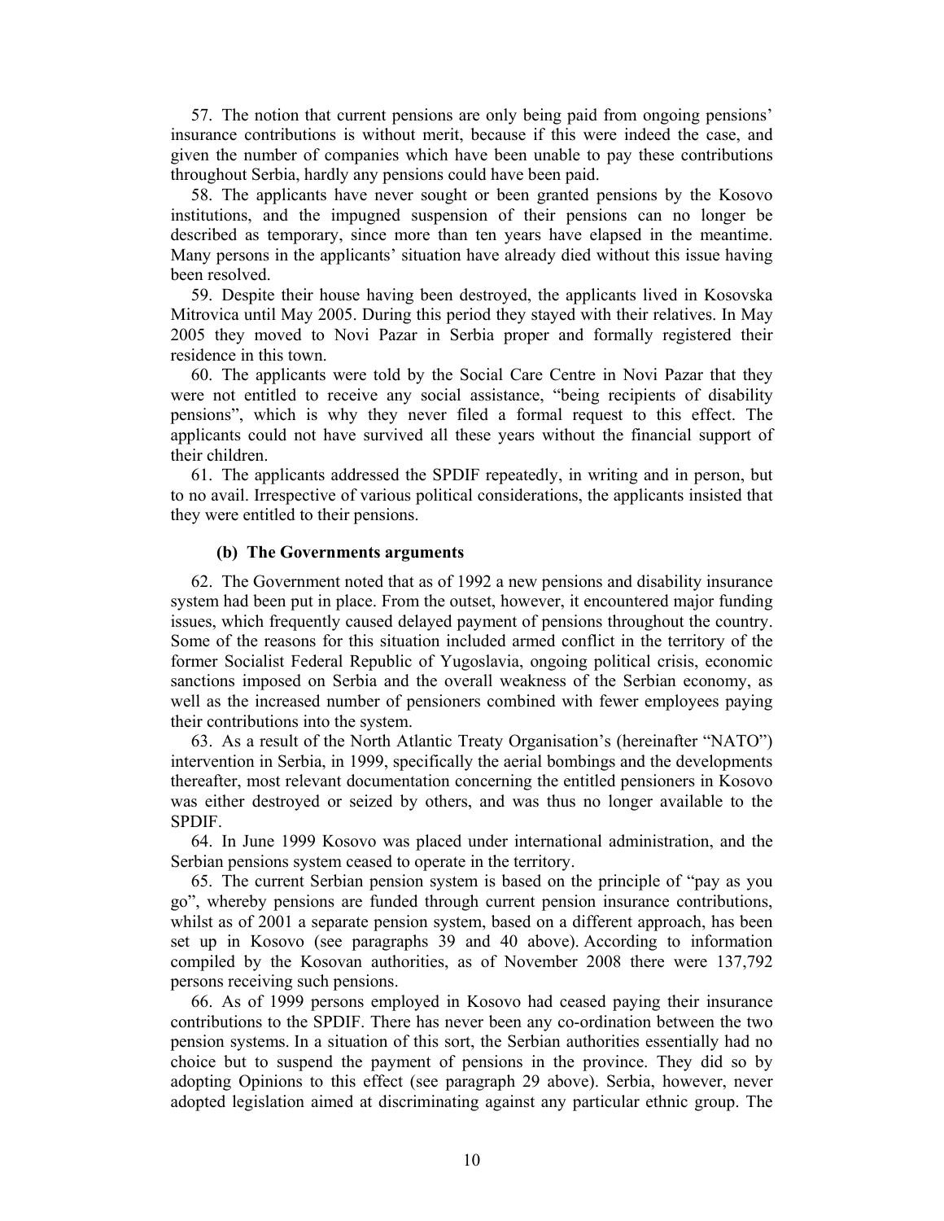57. The notion that current pensions are only being paid from ongoing pensions' insurance contributions is without merit, because if this were indeed the case, and given the number of companies which have been unable to pay these contributions throughout Serbia, hardly any pensions could have been paid.

58. The applicants have never sought or been granted pensions by the Kosovo institutions, and the impugned suspension of their pensions can no longer be described as temporary, since more than ten years have elapsed in the meantime. Many persons in the applicants' situation have already died without this issue having been resolved.

59. Despite their house having been destroyed, the applicants lived in Kosovska Mitrovica until May 2005. During this period they stayed with their relatives. In May 2005 they moved to Novi Pazar in Serbia proper and formally registered their residence in this town.

60. The applicants were told by the Social Care Centre in Novi Pazar that they were not entitled to receive any social assistance, "being recipients of disability pensions", which is why they never filed a formal request to this effect. The applicants could not have survived all these years without the financial support of their children.

61. The applicants addressed the SPDIF repeatedly, in writing and in person, but to no avail. Irrespective of various political considerations, the applicants insisted that they were entitled to their pensions.

#### (b) The Governments arguments

62. The Government noted that as of 1992 a new pensions and disability insurance system had been put in place. From the outset, however, it encountered major funding issues, which frequently caused delayed payment of pensions throughout the country. Some of the reasons for this situation included armed conflict in the territory of the former Socialist Federal Republic of Yugoslavia, ongoing political crisis, economic sanctions imposed on Serbia and the overall weakness of the Serbian economy, as well as the increased number of pensioners combined with fewer employees paying their contributions into the system.

63. As a result of the North Atlantic Treaty Organisation's (hereinafter "NATO") intervention in Serbia, in 1999, specifically the aerial bombings and the developments thereafter, most relevant documentation concerning the entitled pensioners in Kosovo was either destroyed or seized by others, and was thus no longer available to the SPDIF.

64. In June 1999 Kosovo was placed under international administration, and the Serbian pensions system ceased to operate in the territory.

65. The current Serbian pension system is based on the principle of "pay as you go", whereby pensions are funded through current pension insurance contributions, whilst as of 2001 a separate pension system, based on a different approach, has been set up in Kosovo (see paragraphs 39 and 40 above). According to information compiled by the Kosovan authorities, as of November 2008 there were 137,792 persons receiving such pensions.

66. As of 1999 persons employed in Kosovo had ceased paying their insurance contributions to the SPDIF. There has never been any co-ordination between the two pension systems. In a situation of this sort, the Serbian authorities essentially had no choice but to suspend the payment of pensions in the province. They did so by adopting Opinions to this effect (see paragraph 29 above). Serbia, however, never adopted legislation aimed at discriminating against any particular ethnic group. The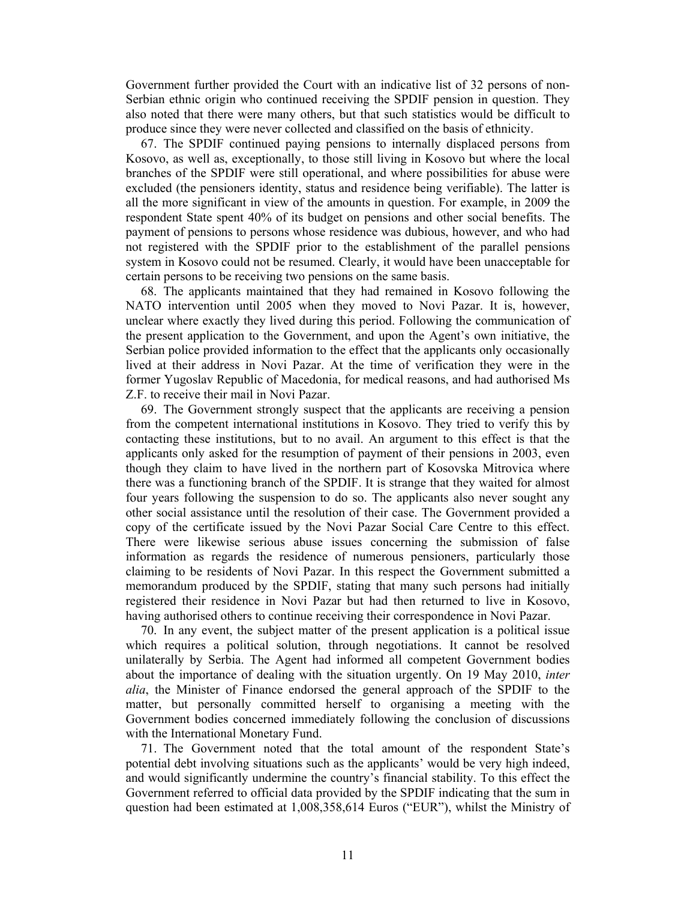Government further provided the Court with an indicative list of 32 persons of non-Serbian ethnic origin who continued receiving the SPDIF pension in question. They also noted that there were many others, but that such statistics would be difficult to produce since they were never collected and classified on the basis of ethnicity.

67. The SPDIF continued paying pensions to internally displaced persons from Kosovo, as well as, exceptionally, to those still living in Kosovo but where the local branches of the SPDIF were still operational, and where possibilities for abuse were excluded (the pensioners identity, status and residence being verifiable). The latter is all the more significant in view of the amounts in question. For example, in 2009 the respondent State spent 40% of its budget on pensions and other social benefits. The payment of pensions to persons whose residence was dubious, however, and who had not registered with the SPDIF prior to the establishment of the parallel pensions system in Kosovo could not be resumed. Clearly, it would have been unacceptable for certain persons to be receiving two pensions on the same basis.

68. The applicants maintained that they had remained in Kosovo following the NATO intervention until 2005 when they moved to Novi Pazar. It is, however, unclear where exactly they lived during this period. Following the communication of the present application to the Government, and upon the Agent's own initiative, the Serbian police provided information to the effect that the applicants only occasionally lived at their address in Novi Pazar. At the time of verification they were in the former Yugoslav Republic of Macedonia, for medical reasons, and had authorised Ms Z.F. to receive their mail in Novi Pazar.

69. The Government strongly suspect that the applicants are receiving a pension from the competent international institutions in Kosovo. They tried to verify this by contacting these institutions, but to no avail. An argument to this effect is that the applicants only asked for the resumption of payment of their pensions in 2003, even though they claim to have lived in the northern part of Kosovska Mitrovica where there was a functioning branch of the SPDIF. It is strange that they waited for almost four years following the suspension to do so. The applicants also never sought any other social assistance until the resolution of their case. The Government provided a copy of the certificate issued by the Novi Pazar Social Care Centre to this effect. There were likewise serious abuse issues concerning the submission of false information as regards the residence of numerous pensioners, particularly those claiming to be residents of Novi Pazar. In this respect the Government submitted a memorandum produced by the SPDIF, stating that many such persons had initially registered their residence in Novi Pazar but had then returned to live in Kosovo, having authorised others to continue receiving their correspondence in Novi Pazar.

70. In any event, the subject matter of the present application is a political issue which requires a political solution, through negotiations. It cannot be resolved unilaterally by Serbia. The Agent had informed all competent Government bodies about the importance of dealing with the situation urgently. On 19 May 2010, *inter alia*, the Minister of Finance endorsed the general approach of the SPDIF to the matter, but personally committed herself to organising a meeting with the Government bodies concerned immediately following the conclusion of discussions with the International Monetary Fund.

71. The Government noted that the total amount of the respondent State's potential debt involving situations such as the applicants' would be very high indeed, and would significantly undermine the country's financial stability. To this effect the Government referred to official data provided by the SPDIF indicating that the sum in question had been estimated at 1,008,358,614 Euros ("EUR"), whilst the Ministry of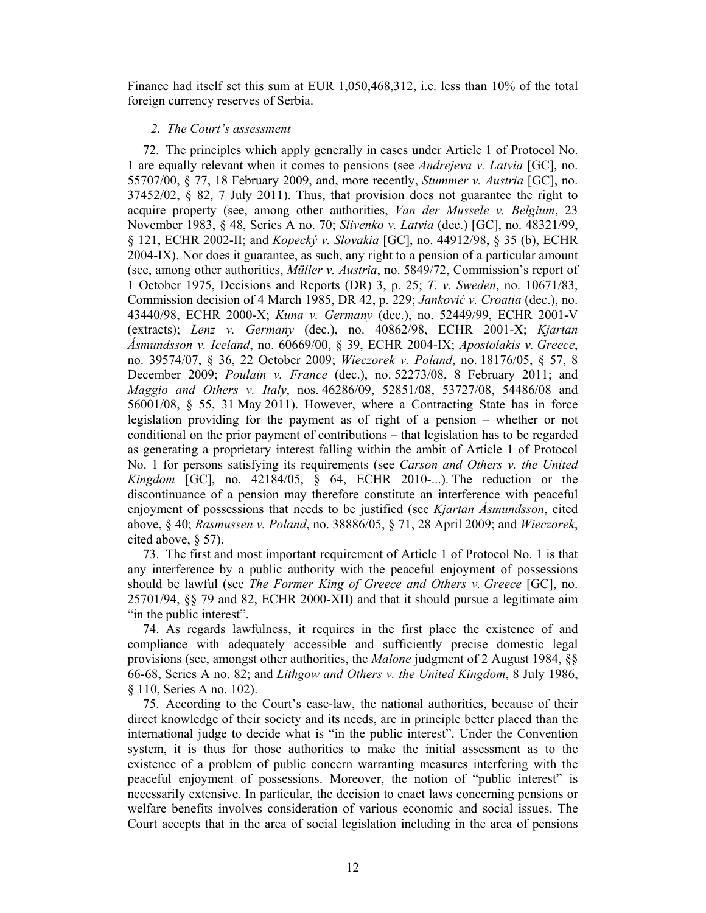Finance had itself set this sum at EUR 1,050,468,312, i.e. less than 10% of the total foreign currency reserves of Serbia.

### *2. The Court's assessment*

72. The principles which apply generally in cases under Article 1 of Protocol No. 1 are equally relevant when it comes to pensions (see *Andrejeva v. Latvia* [GC], no. 55707/00, § 77, 18 February 2009, and, more recently, *Stummer v. Austria* [GC], no. 37452/02, § 82, 7 July 2011). Thus, that provision does not guarantee the right to acquire property (see, among other authorities, *Van der Mussele v. Belgium*, 23 November 1983, § 48, Series A no. 70; *Slivenko v. Latvia* (dec.) [GC], no. 48321/99, § 121, ECHR 2002-II; and *Kopecký v. Slovakia* [GC], no. 44912/98, § 35 (b), ECHR 2004-IX). Nor does it guarantee, as such, any right to a pension of a particular amount (see, among other authorities, *Müller v. Austria*, no. 5849/72, Commission's report of 1 October 1975, Decisions and Reports (DR) 3, p. 25; *T. v. Sweden*, no. 10671/83, Commission decision of 4 March 1985, DR 42, p. 229; *Janković v. Croatia* (dec.), no. 43440/98, ECHR 2000-X; *Kuna v. Germany* (dec.), no. 52449/99, ECHR 2001-V (extracts); *Lenz v. Germany* (dec.), no. 40862/98, ECHR 2001-X; *Kjartan Ásmundsson v. Iceland*, no. 60669/00, § 39, ECHR 2004-IX; *Apostolakis v. Greece*, no. 39574/07, § 36, 22 October 2009; *Wieczorek v. Poland*, no. 18176/05, § 57, 8 December 2009; *Poulain v. France* (dec.), no. 52273/08, 8 February 2011; and *Maggio and Others v. Italy*, nos. 46286/09, 52851/08, 53727/08, 54486/08 and 56001/08, § 55, 31 May 2011). However, where a Contracting State has in force legislation providing for the payment as of right of a pension – whether or not conditional on the prior payment of contributions – that legislation has to be regarded as generating a proprietary interest falling within the ambit of Article 1 of Protocol No. 1 for persons satisfying its requirements (see *Carson and Others v. the United Kingdom* [GC], no. 42184/05, § 64, ECHR 2010-...). The reduction or the discontinuance of a pension may therefore constitute an interference with peaceful enjoyment of possessions that needs to be justified (see *Kjartan Ásmundsson*, cited above, § 40; *Rasmussen v. Poland*, no. 38886/05, § 71, 28 April 2009; and *Wieczorek*, cited above, § 57).

73. The first and most important requirement of Article 1 of Protocol No. 1 is that any interference by a public authority with the peaceful enjoyment of possessions should be lawful (see *The Former King of Greece and Others v. Greece* [GC], no. 25701/94, §§ 79 and 82, ECHR 2000-XII) and that it should pursue a legitimate aim "in the public interest".

74. As regards lawfulness, it requires in the first place the existence of and compliance with adequately accessible and sufficiently precise domestic legal provisions (see, amongst other authorities, the *Malone* judgment of 2 August 1984, §§ 66-68, Series A no. 82; and *Lithgow and Others v. the United Kingdom*, 8 July 1986, § 110, Series A no. 102).

75. According to the Court's case-law, the national authorities, because of their direct knowledge of their society and its needs, are in principle better placed than the international judge to decide what is "in the public interest". Under the Convention system, it is thus for those authorities to make the initial assessment as to the existence of a problem of public concern warranting measures interfering with the peaceful enjoyment of possessions. Moreover, the notion of "public interest" is necessarily extensive. In particular, the decision to enact laws concerning pensions or welfare benefits involves consideration of various economic and social issues. The Court accepts that in the area of social legislation including in the area of pensions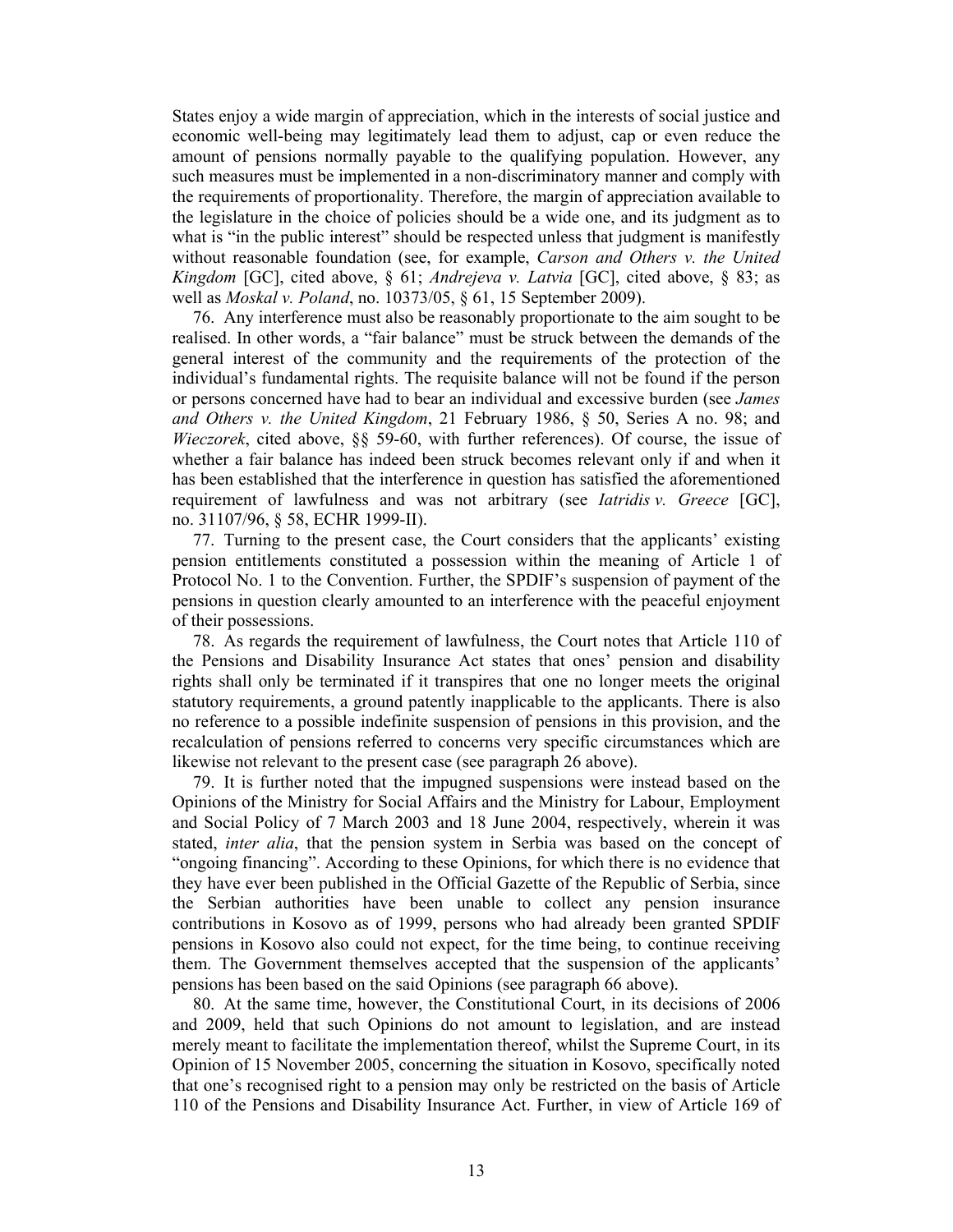States enjoy a wide margin of appreciation, which in the interests of social justice and economic well-being may legitimately lead them to adjust, cap or even reduce the amount of pensions normally payable to the qualifying population. However, any such measures must be implemented in a non-discriminatory manner and comply with the requirements of proportionality. Therefore, the margin of appreciation available to the legislature in the choice of policies should be a wide one, and its judgment as to what is "in the public interest" should be respected unless that judgment is manifestly without reasonable foundation (see, for example, *Carson and Others v. the United Kingdom* [GC], cited above, § 61; *Andrejeva v. Latvia* [GC], cited above, § 83; as well as *Moskal v. Poland*, no. 10373/05, § 61, 15 September 2009).

76. Any interference must also be reasonably proportionate to the aim sought to be realised. In other words, a "fair balance" must be struck between the demands of the general interest of the community and the requirements of the protection of the individual's fundamental rights. The requisite balance will not be found if the person or persons concerned have had to bear an individual and excessive burden (see *James and Others v. the United Kingdom*, 21 February 1986, § 50, Series A no. 98; and *Wieczorek*, cited above, §§ 59-60, with further references). Of course, the issue of whether a fair balance has indeed been struck becomes relevant only if and when it has been established that the interference in question has satisfied the aforementioned requirement of lawfulness and was not arbitrary (see *Iatridis v. Greece* [GC], no. 31107/96, § 58, ECHR 1999-II).

77. Turning to the present case, the Court considers that the applicants' existing pension entitlements constituted a possession within the meaning of Article 1 of Protocol No. 1 to the Convention. Further, the SPDIF's suspension of payment of the pensions in question clearly amounted to an interference with the peaceful enjoyment of their possessions.

78. As regards the requirement of lawfulness, the Court notes that Article 110 of the Pensions and Disability Insurance Act states that ones' pension and disability rights shall only be terminated if it transpires that one no longer meets the original statutory requirements, a ground patently inapplicable to the applicants. There is also no reference to a possible indefinite suspension of pensions in this provision, and the recalculation of pensions referred to concerns very specific circumstances which are likewise not relevant to the present case (see paragraph 26 above).

79. It is further noted that the impugned suspensions were instead based on the Opinions of the Ministry for Social Affairs and the Ministry for Labour, Employment and Social Policy of 7 March 2003 and 18 June 2004, respectively, wherein it was stated, *inter alia*, that the pension system in Serbia was based on the concept of "ongoing financing". According to these Opinions, for which there is no evidence that they have ever been published in the Official Gazette of the Republic of Serbia, since the Serbian authorities have been unable to collect any pension insurance contributions in Kosovo as of 1999, persons who had already been granted SPDIF pensions in Kosovo also could not expect, for the time being, to continue receiving them. The Government themselves accepted that the suspension of the applicants' pensions has been based on the said Opinions (see paragraph 66 above).

80. At the same time, however, the Constitutional Court, in its decisions of 2006 and 2009, held that such Opinions do not amount to legislation, and are instead merely meant to facilitate the implementation thereof, whilst the Supreme Court, in its Opinion of 15 November 2005, concerning the situation in Kosovo, specifically noted that one's recognised right to a pension may only be restricted on the basis of Article 110 of the Pensions and Disability Insurance Act. Further, in view of Article 169 of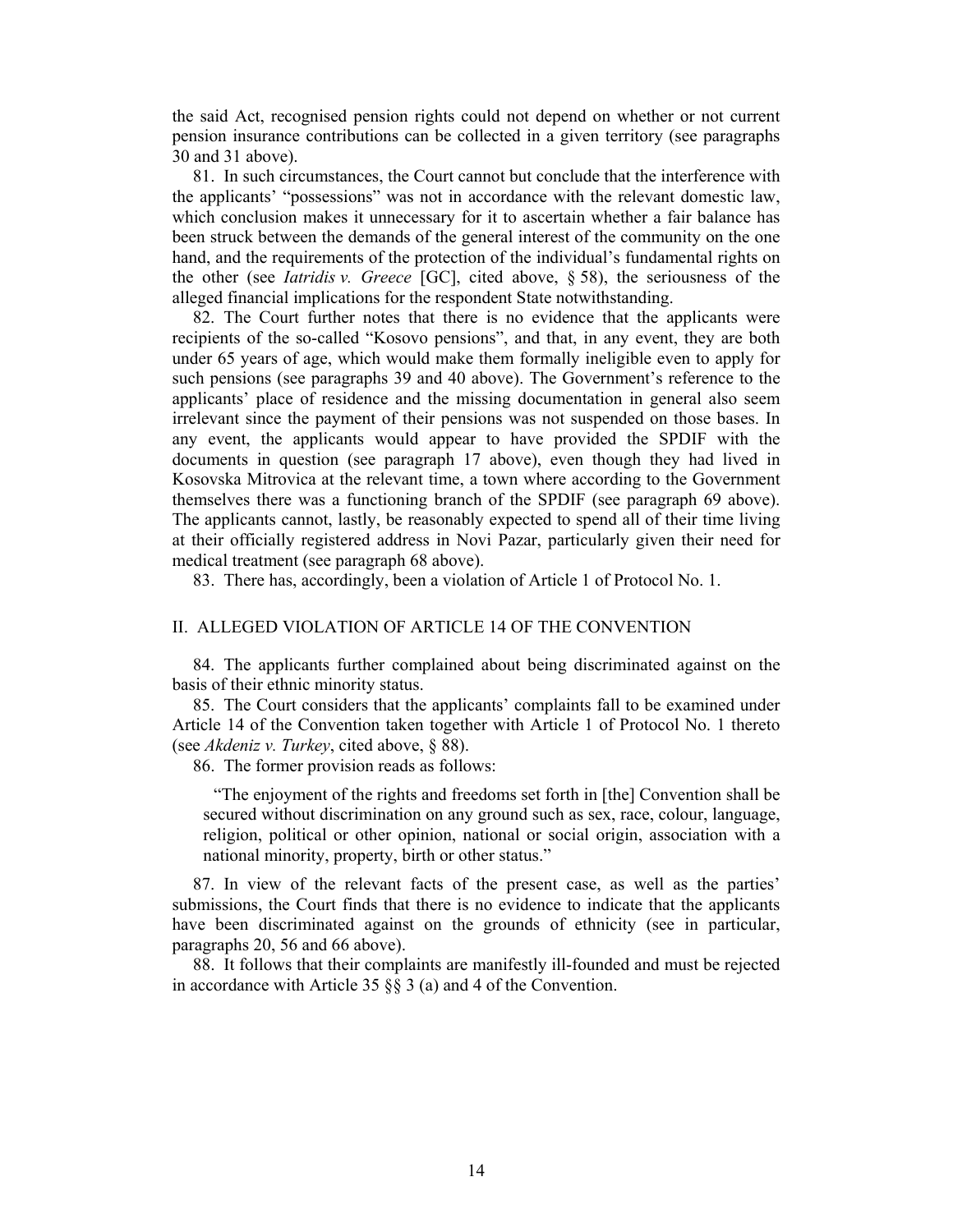the said Act, recognised pension rights could not depend on whether or not current pension insurance contributions can be collected in a given territory (see paragraphs 30 and 31 above).

81. In such circumstances, the Court cannot but conclude that the interference with the applicants' "possessions" was not in accordance with the relevant domestic law, which conclusion makes it unnecessary for it to ascertain whether a fair balance has been struck between the demands of the general interest of the community on the one hand, and the requirements of the protection of the individual's fundamental rights on the other (see *Iatridis v. Greece* [GC], cited above, § 58), the seriousness of the alleged financial implications for the respondent State notwithstanding.

82. The Court further notes that there is no evidence that the applicants were recipients of the so-called "Kosovo pensions", and that, in any event, they are both under 65 years of age, which would make them formally ineligible even to apply for such pensions (see paragraphs 39 and 40 above). The Government's reference to the applicants' place of residence and the missing documentation in general also seem irrelevant since the payment of their pensions was not suspended on those bases. In any event, the applicants would appear to have provided the SPDIF with the documents in question (see paragraph 17 above), even though they had lived in Kosovska Mitrovica at the relevant time, a town where according to the Government themselves there was a functioning branch of the SPDIF (see paragraph 69 above). The applicants cannot, lastly, be reasonably expected to spend all of their time living at their officially registered address in Novi Pazar, particularly given their need for medical treatment (see paragraph 68 above).

83. There has, accordingly, been a violation of Article 1 of Protocol No. 1.

## II. ALLEGED VIOLATION OF ARTICLE 14 OF THE CONVENTION

84. The applicants further complained about being discriminated against on the basis of their ethnic minority status.

85. The Court considers that the applicants' complaints fall to be examined under Article 14 of the Convention taken together with Article 1 of Protocol No. 1 thereto (see *Akdeniz v. Turkey*, cited above, § 88).

86. The former provision reads as follows:

> "The enjoyment of the rights and freedoms set forth in [the] Convention shall be secured without discrimination on any ground such as sex, race, colour, language, religion, political or other opinion, national or social origin, association with a national minority, property, birth or other status."

87. In view of the relevant facts of the present case, as well as the parties' submissions, the Court finds that there is no evidence to indicate that the applicants have been discriminated against on the grounds of ethnicity (see in particular, paragraphs 20, 56 and 66 above).

88. It follows that their complaints are manifestly ill-founded and must be rejected in accordance with Article 35 §§ 3 (a) and 4 of the Convention.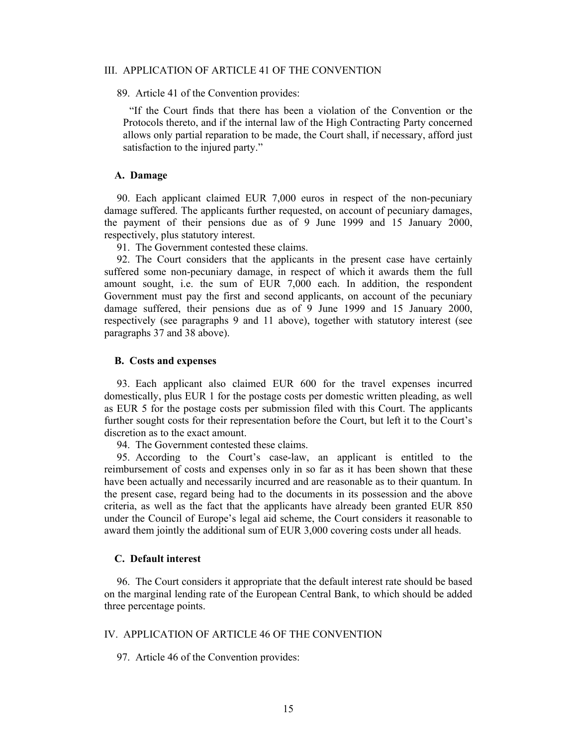## III. APPLICATION OF ARTICLE 41 OF THE CONVENTION

89. Article 41 of the Convention provides:

> "If the Court finds that there has been a violation of the Convention or the Protocols thereto, and if the internal law of the High Contracting Party concerned allows only partial reparation to be made, the Court shall, if necessary, afford just satisfaction to the injured party."

### A. Damage

90. Each applicant claimed EUR 7,000 euros in respect of the non-pecuniary damage suffered. The applicants further requested, on account of pecuniary damages, the payment of their pensions due as of 9 June 1999 and 15 January 2000, respectively, plus statutory interest.

91. The Government contested these claims.

92. The Court considers that the applicants in the present case have certainly suffered some non-pecuniary damage, in respect of which it awards them the full amount sought, i.e. the sum of EUR 7,000 each. In addition, the respondent Government must pay the first and second applicants, on account of the pecuniary damage suffered, their pensions due as of 9 June 1999 and 15 January 2000, respectively (see paragraphs 9 and 11 above), together with statutory interest (see paragraphs 37 and 38 above).

### B. Costs and expenses

93. Each applicant also claimed EUR 600 for the travel expenses incurred domestically, plus EUR 1 for the postage costs per domestic written pleading, as well as EUR 5 for the postage costs per submission filed with this Court. The applicants further sought costs for their representation before the Court, but left it to the Court's discretion as to the exact amount.

94. The Government contested these claims.

95. According to the Court's case-law, an applicant is entitled to the reimbursement of costs and expenses only in so far as it has been shown that these have been actually and necessarily incurred and are reasonable as to their quantum. In the present case, regard being had to the documents in its possession and the above criteria, as well as the fact that the applicants have already been granted EUR 850 under the Council of Europe's legal aid scheme, the Court considers it reasonable to award them jointly the additional sum of EUR 3,000 covering costs under all heads.

### C. Default interest

96. The Court considers it appropriate that the default interest rate should be based on the marginal lending rate of the European Central Bank, to which should be added three percentage points.

## IV. APPLICATION OF ARTICLE 46 OF THE CONVENTION

97. Article 46 of the Convention provides: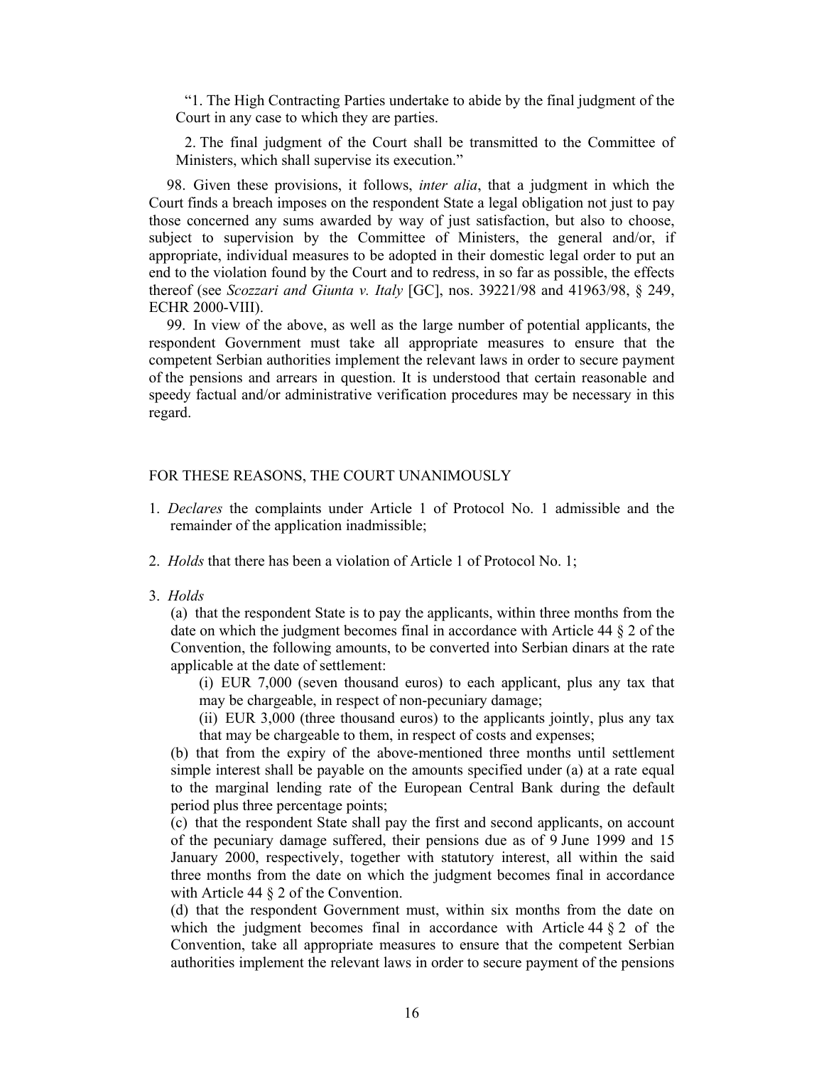> "1. The High Contracting Parties undertake to abide by the final judgment of the Court in any case to which they are parties.
>
> 2. The final judgment of the Court shall be transmitted to the Committee of Ministers, which shall supervise its execution."

98. Given these provisions, it follows, *inter alia*, that a judgment in which the Court finds a breach imposes on the respondent State a legal obligation not just to pay those concerned any sums awarded by way of just satisfaction, but also to choose, subject to supervision by the Committee of Ministers, the general and/or, if appropriate, individual measures to be adopted in their domestic legal order to put an end to the violation found by the Court and to redress, in so far as possible, the effects thereof (see *Scozzari and Giunta v. Italy* [GC], nos. 39221/98 and 41963/98, § 249, ECHR 2000-VIII).

99. In view of the above, as well as the large number of potential applicants, the respondent Government must take all appropriate measures to ensure that the competent Serbian authorities implement the relevant laws in order to secure payment of the pensions and arrears in question. It is understood that certain reasonable and speedy factual and/or administrative verification procedures may be necessary in this regard.

FOR THESE REASONS, THE COURT UNANIMOUSLY

1. *Declares* the complaints under Article 1 of Protocol No. 1 admissible and the remainder of the application inadmissible;

2. *Holds* that there has been a violation of Article 1 of Protocol No. 1;

3. *Holds*

   (a) that the respondent State is to pay the applicants, within three months from the date on which the judgment becomes final in accordance with Article 44 § 2 of the Convention, the following amounts, to be converted into Serbian dinars at the rate applicable at the date of settlement:

   (i) EUR 7,000 (seven thousand euros) to each applicant, plus any tax that may be chargeable, in respect of non-pecuniary damage;

   (ii) EUR 3,000 (three thousand euros) to the applicants jointly, plus any tax that may be chargeable to them, in respect of costs and expenses;

   (b) that from the expiry of the above-mentioned three months until settlement simple interest shall be payable on the amounts specified under (a) at a rate equal to the marginal lending rate of the European Central Bank during the default period plus three percentage points;

   (c) that the respondent State shall pay the first and second applicants, on account of the pecuniary damage suffered, their pensions due as of 9 June 1999 and 15 January 2000, respectively, together with statutory interest, all within the said three months from the date on which the judgment becomes final in accordance with Article 44 § 2 of the Convention.

   (d) that the respondent Government must, within six months from the date on which the judgment becomes final in accordance with Article 44 § 2 of the Convention, take all appropriate measures to ensure that the competent Serbian authorities implement the relevant laws in order to secure payment of the pensions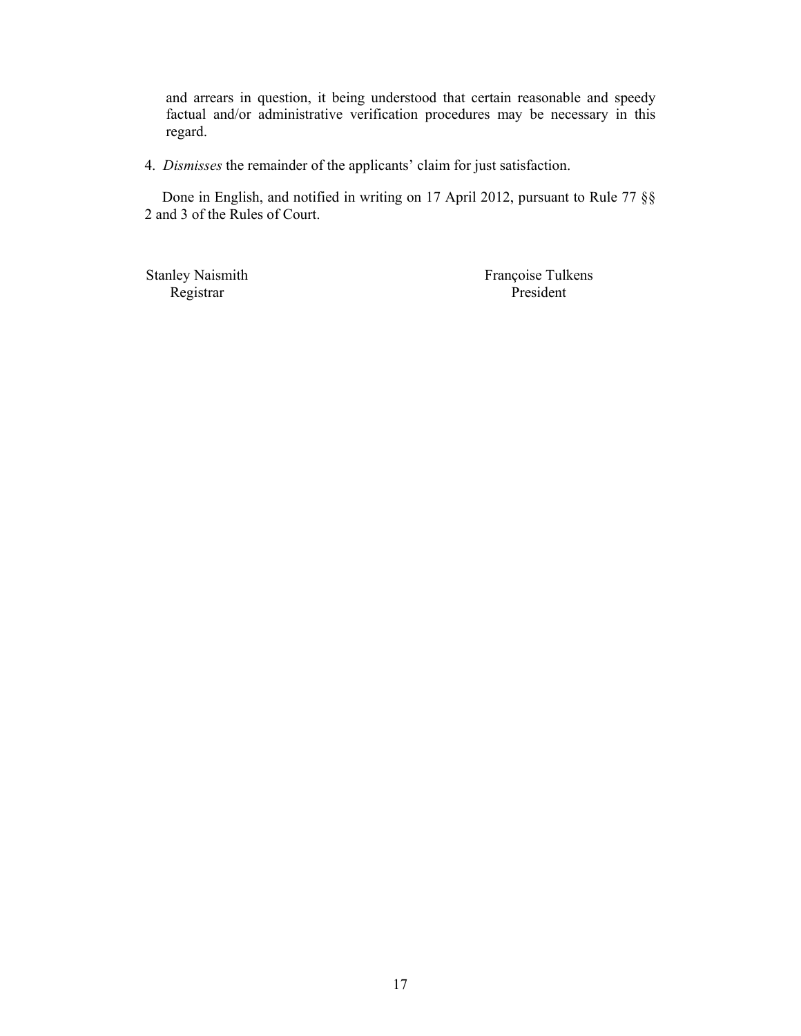and arrears in question, it being understood that certain reasonable and speedy factual and/or administrative verification procedures may be necessary in this regard.

4. *Dismisses* the remainder of the applicants' claim for just satisfaction.

Done in English, and notified in writing on 17 April 2012, pursuant to Rule 77 §§ 2 and 3 of the Rules of Court.

| | |
|---|---|
| Stanley Naismith | Françoise Tulkens |
| Registrar | President |